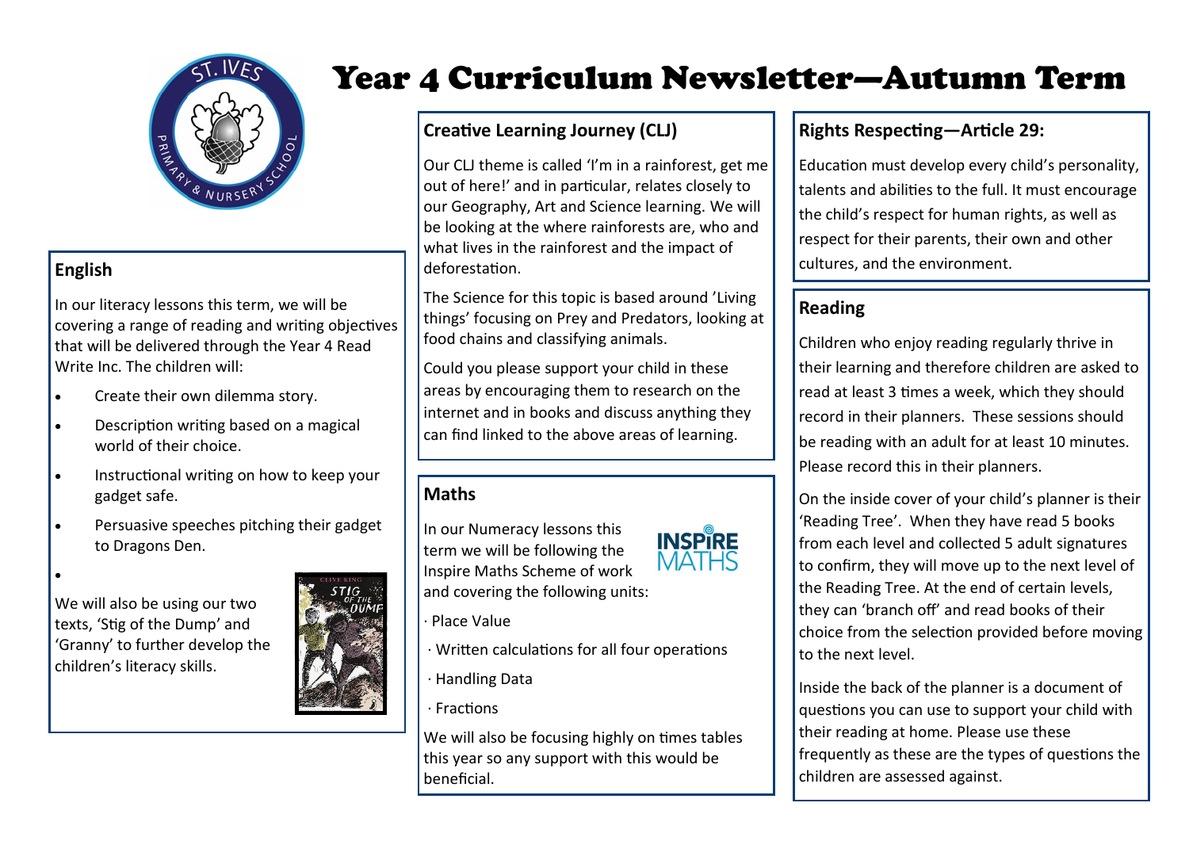# Year 4 Curriculum Newsletter—Autumn Term

## English

In our literacy lessons this term, we will be covering a range of reading and writing objectives that will be delivered through the Year 4 Read Write Inc. The children will:

- Create their own dilemma story.
- Description writing based on a magical world of their choice.
- Instructional writing on how to keep your gadget safe.
- Persuasive speeches pitching their gadget to Dragons Den.

We will also be using our two texts, 'Stig of the Dump' and 'Granny' to further develop the children's literacy skills.

## Creative Learning Journey (CLJ)

Our CLJ theme is called 'I'm in a rainforest, get me out of here!' and in particular, relates closely to our Geography, Art and Science learning. We will be looking at the where rainforests are, who and what lives in the rainforest and the impact of deforestation.

The Science for this topic is based around 'Living things' focusing on Prey and Predators, looking at food chains and classifying animals.

Could you please support your child in these areas by encouraging them to research on the internet and in books and discuss anything they can find linked to the above areas of learning.

## Maths

In our Numeracy lessons this term we will be following the Inspire Maths Scheme of work and covering the following units:

· Place Value

· Written calculations for all four operations

· Handling Data

· Fractions

We will also be focusing highly on times tables this year so any support with this would be beneficial.

## Rights Respecting—Article 29:

Education must develop every child's personality, talents and abilities to the full. It must encourage the child's respect for human rights, as well as respect for their parents, their own and other cultures, and the environment.

## Reading

Children who enjoy reading regularly thrive in their learning and therefore children are asked to read at least 3 times a week, which they should record in their planners. These sessions should be reading with an adult for at least 10 minutes. Please record this in their planners.

On the inside cover of your child's planner is their 'Reading Tree'. When they have read 5 books from each level and collected 5 adult signatures to confirm, they will move up to the next level of the Reading Tree. At the end of certain levels, they can 'branch off' and read books of their choice from the selection provided before moving to the next level.

Inside the back of the planner is a document of questions you can use to support your child with their reading at home. Please use these frequently as these are the types of questions the children are assessed against.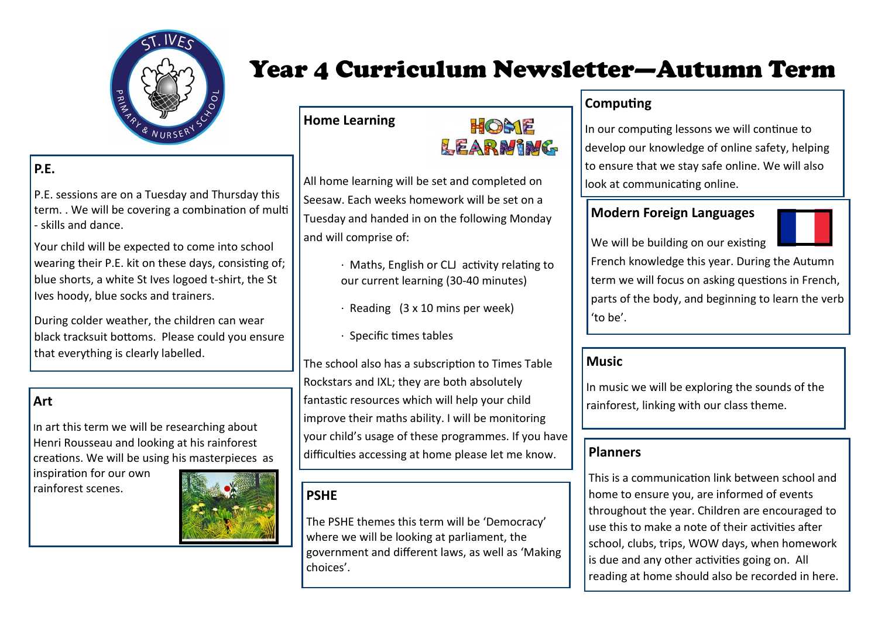# Year 4 Curriculum Newsletter—Autumn Term

## P.E.

P.E. sessions are on a Tuesday and Thursday this term. . We will be covering a combination of multi - skills and dance.

Your child will be expected to come into school wearing their P.E. kit on these days, consisting of; blue shorts, a white St Ives logoed t-shirt, the St Ives hoody, blue socks and trainers.

During colder weather, the children can wear black tracksuit bottoms. Please could you ensure that everything is clearly labelled.

## Art

In art this term we will be researching about Henri Rousseau and looking at his rainforest creations. We will be using his masterpieces as inspiration for our own rainforest scenes.

## Home Learning

All home learning will be set and completed on Seesaw. Each weeks homework will be set on a Tuesday and handed in on the following Monday and will comprise of:

- Maths, English or CLJ activity relating to our current learning (30-40 minutes)
- Reading (3 x 10 mins per week)
- Specific times tables

The school also has a subscription to Times Table Rockstars and IXL; they are both absolutely fantastic resources which will help your child improve their maths ability. I will be monitoring your child's usage of these programmes. If you have difficulties accessing at home please let me know.

## PSHE

The PSHE themes this term will be 'Democracy' where we will be looking at parliament, the government and different laws, as well as 'Making choices'.

## Computing

In our computing lessons we will continue to develop our knowledge of online safety, helping to ensure that we stay safe online. We will also look at communicating online.

## Modern Foreign Languages

We will be building on our existing French knowledge this year. During the Autumn term we will focus on asking questions in French, parts of the body, and beginning to learn the verb 'to be'.

## Music

In music we will be exploring the sounds of the rainforest, linking with our class theme.

## Planners

This is a communication link between school and home to ensure you, are informed of events throughout the year. Children are encouraged to use this to make a note of their activities after school, clubs, trips, WOW days, when homework is due and any other activities going on. All reading at home should also be recorded in here.